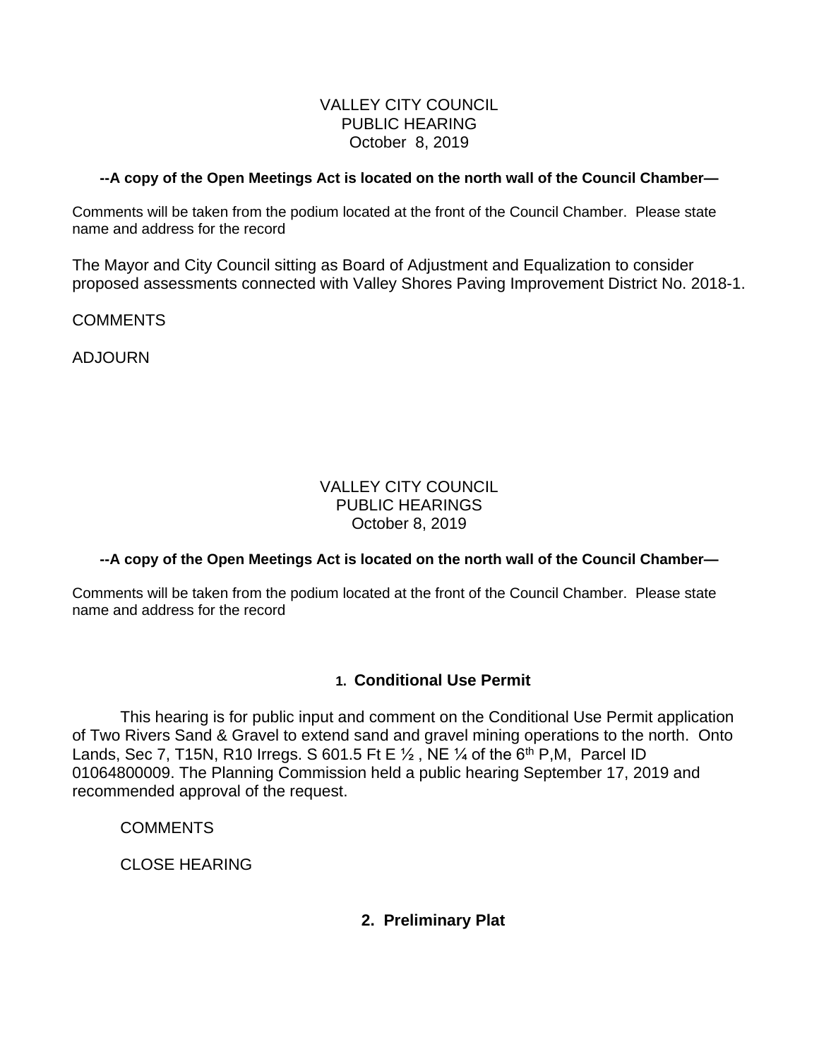# VALLEY CITY COUNCIL
## PUBLIC HEARING
## October 8, 2019

**--A copy of the Open Meetings Act is located on the north wall of the Council Chamber—**

Comments will be taken from the podium located at the front of the Council Chamber. Please state name and address for the record

The Mayor and City Council sitting as Board of Adjustment and Equalization to consider proposed assessments connected with Valley Shores Paving Improvement District No. 2018-1.

COMMENTS

ADJOURN

# VALLEY CITY COUNCIL
## PUBLIC HEARINGS
## October 8, 2019

**--A copy of the Open Meetings Act is located on the north wall of the Council Chamber—**

Comments will be taken from the podium located at the front of the Council Chamber. Please state name and address for the record

### 1. Conditional Use Permit

This hearing is for public input and comment on the Conditional Use Permit application of Two Rivers Sand & Gravel to extend sand and gravel mining operations to the north. Onto Lands, Sec 7, T15N, R10 Irregs. S 601.5 Ft E ½ , NE ¼ of the 6th P,M, Parcel ID 01064800009. The Planning Commission held a public hearing September 17, 2019 and recommended approval of the request.

COMMENTS

CLOSE HEARING

### 2. Preliminary Plat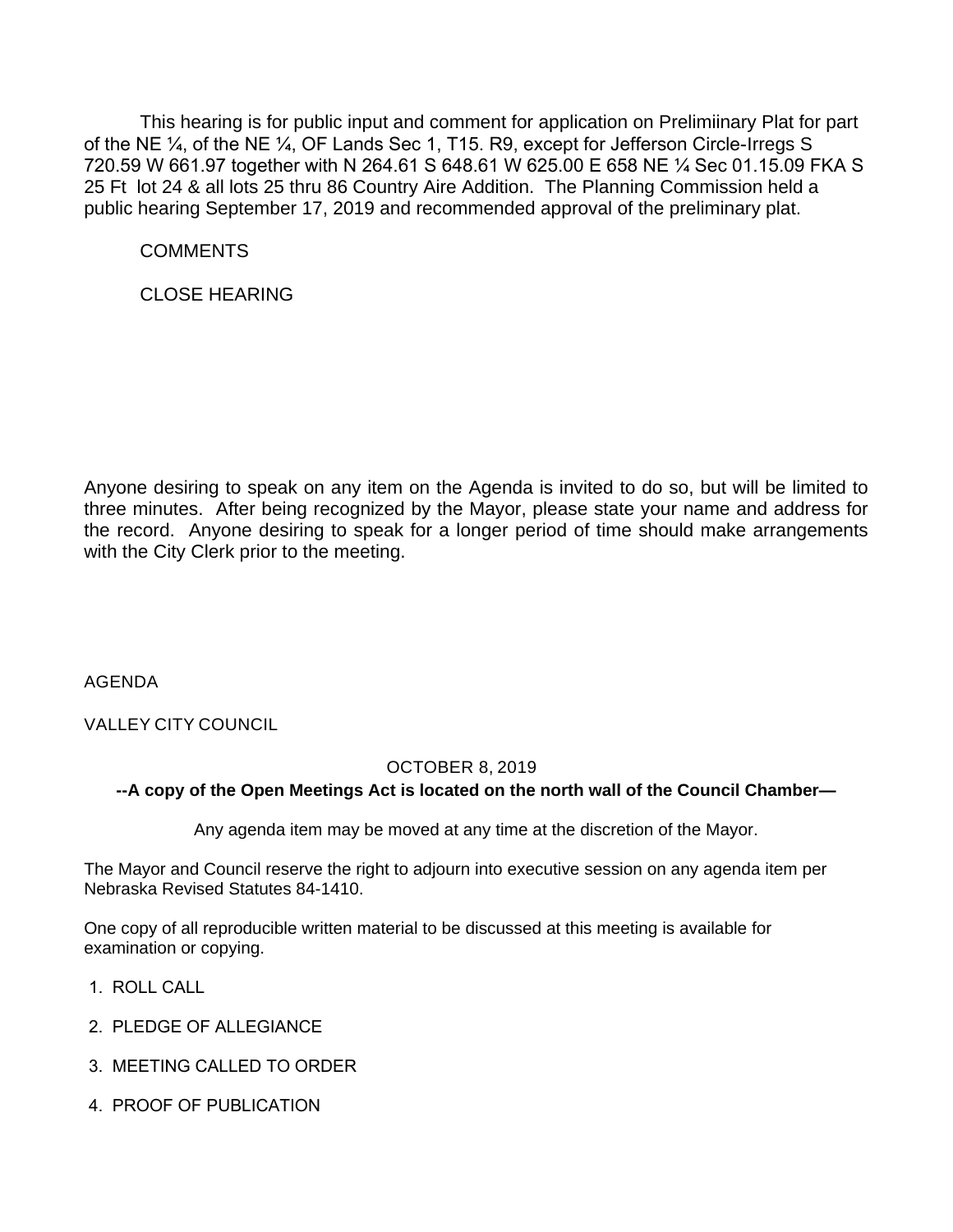This hearing is for public input and comment for application on Prelimiinary Plat for part of the NE ¼, of the NE ¼, OF Lands Sec 1, T15. R9, except for Jefferson Circle-Irregs S 720.59 W 661.97 together with N 264.61 S 648.61 W 625.00 E 658 NE ¼ Sec 01.15.09 FKA S 25 Ft lot 24 & all lots 25 thru 86 Country Aire Addition. The Planning Commission held a public hearing September 17, 2019 and recommended approval of the preliminary plat.

COMMENTS

CLOSE HEARING

Anyone desiring to speak on any item on the Agenda is invited to do so, but will be limited to three minutes. After being recognized by the Mayor, please state your name and address for the record. Anyone desiring to speak for a longer period of time should make arrangements with the City Clerk prior to the meeting.

AGENDA

VALLEY CITY COUNCIL

OCTOBER 8, 2019

**--A copy of the Open Meetings Act is located on the north wall of the Council Chamber—**

Any agenda item may be moved at any time at the discretion of the Mayor.

The Mayor and Council reserve the right to adjourn into executive session on any agenda item per Nebraska Revised Statutes 84-1410.

One copy of all reproducible written material to be discussed at this meeting is available for examination or copying.

1. ROLL CALL
2. PLEDGE OF ALLEGIANCE
3. MEETING CALLED TO ORDER
4. PROOF OF PUBLICATION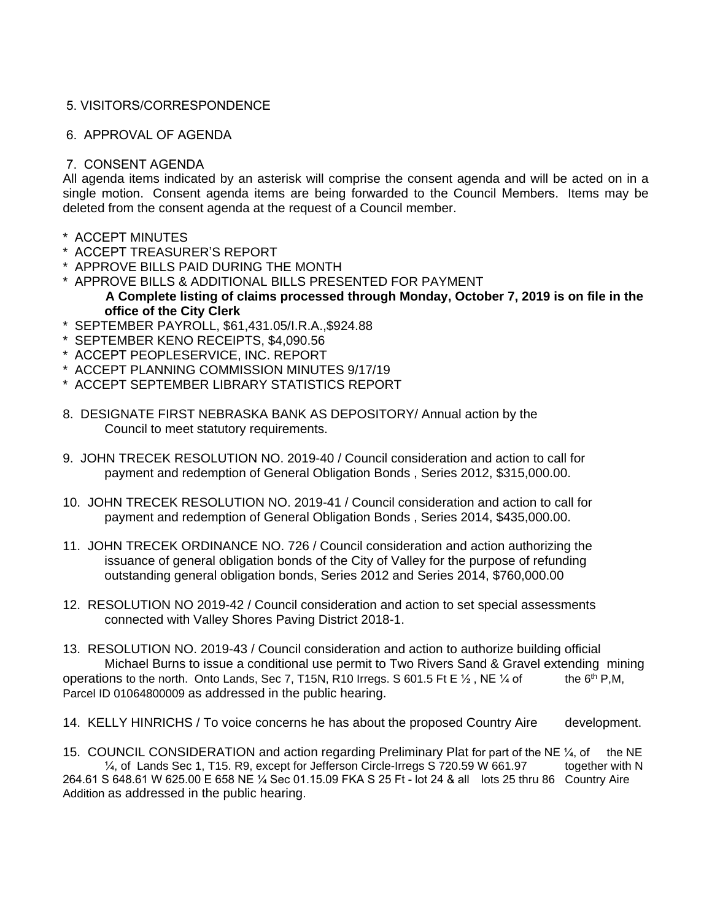5. VISITORS/CORRESPONDENCE

6. APPROVAL OF AGENDA

7. CONSENT AGENDA

All agenda items indicated by an asterisk will comprise the consent agenda and will be acted on in a single motion. Consent agenda items are being forwarded to the Council Members. Items may be deleted from the consent agenda at the request of a Council member.

* ACCEPT MINUTES
* ACCEPT TREASURER'S REPORT
* APPROVE BILLS PAID DURING THE MONTH
* APPROVE BILLS & ADDITIONAL BILLS PRESENTED FOR PAYMENT
  **A Complete listing of claims processed through Monday, October 7, 2019 is on file in the office of the City Clerk**
* SEPTEMBER PAYROLL, $61,431.05/I.R.A.,$924.88
* SEPTEMBER KENO RECEIPTS, $4,090.56
* ACCEPT PEOPLESERVICE, INC. REPORT
* ACCEPT PLANNING COMMISSION MINUTES 9/17/19
* ACCEPT SEPTEMBER LIBRARY STATISTICS REPORT

8. DESIGNATE FIRST NEBRASKA BANK AS DEPOSITORY/ Annual action by the Council to meet statutory requirements.

9. JOHN TRECEK RESOLUTION NO. 2019-40 / Council consideration and action to call for payment and redemption of General Obligation Bonds , Series 2012, $315,000.00.

10. JOHN TRECEK RESOLUTION NO. 2019-41 / Council consideration and action to call for payment and redemption of General Obligation Bonds , Series 2014, $435,000.00.

11. JOHN TRECEK ORDINANCE NO. 726 / Council consideration and action authorizing the issuance of general obligation bonds of the City of Valley for the purpose of refunding outstanding general obligation bonds, Series 2012 and Series 2014, $760,000.00

12. RESOLUTION NO 2019-42 / Council consideration and action to set special assessments connected with Valley Shores Paving District 2018-1.

13. RESOLUTION NO. 2019-43 / Council consideration and action to authorize building official Michael Burns to issue a conditional use permit to Two Rivers Sand & Gravel extending mining operations to the north. Onto Lands, Sec 7, T15N, R10 Irregs. S 601.5 Ft E ½ , NE ¼ of the 6th P,M, Parcel ID 01064800009 as addressed in the public hearing.

14. KELLY HINRICHS / To voice concerns he has about the proposed Country Aire development.

15. COUNCIL CONSIDERATION and action regarding Preliminary Plat for part of the NE ¼, of the NE ¼, of Lands Sec 1, T15. R9, except for Jefferson Circle-Irregs S 720.59 W 661.97 together with N 264.61 S 648.61 W 625.00 E 658 NE ¼ Sec 01.15.09 FKA S 25 Ft - lot 24 & all lots 25 thru 86 Country Aire Addition as addressed in the public hearing.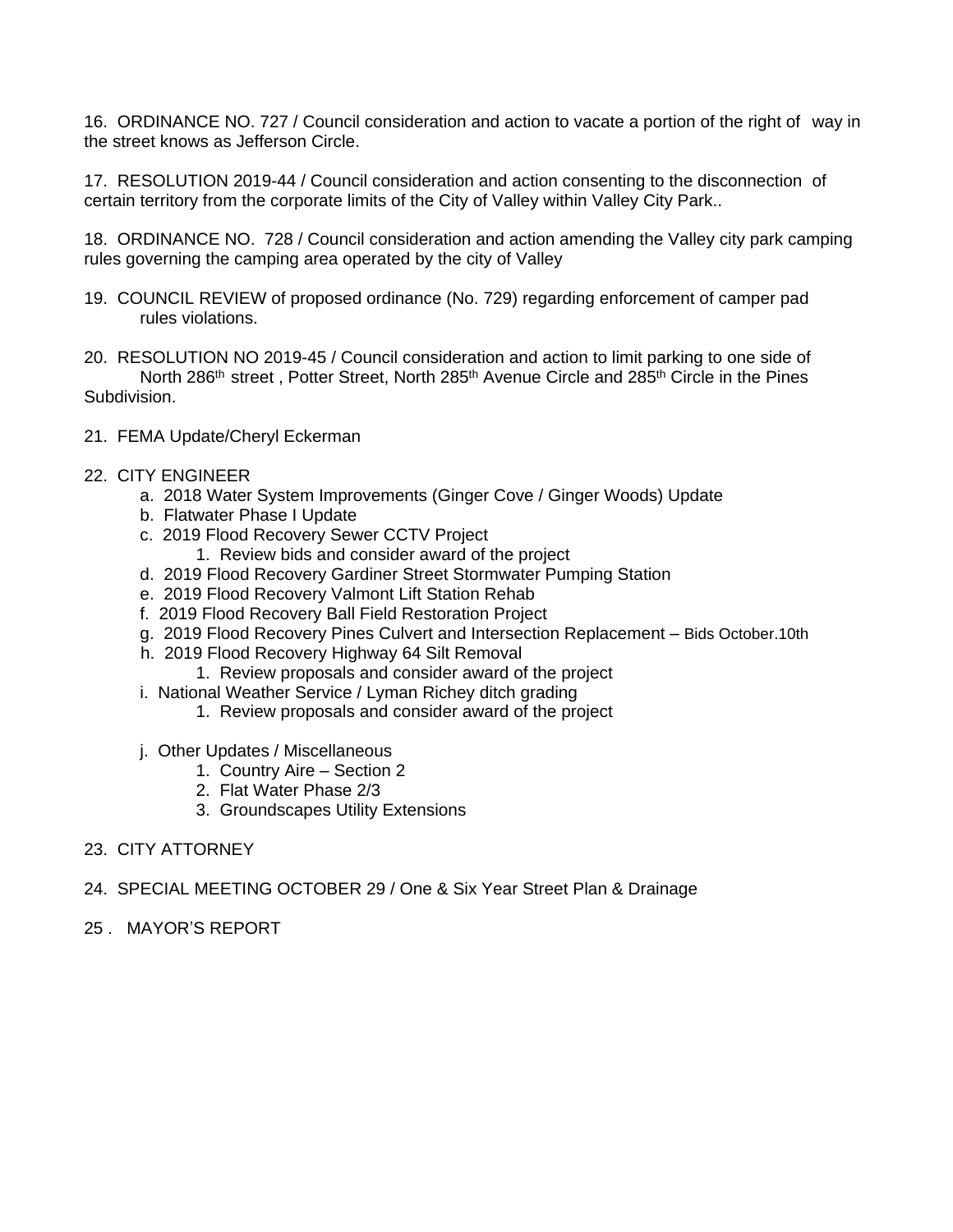16. ORDINANCE NO. 727 / Council consideration and action to vacate a portion of the right of way in the street knows as Jefferson Circle.

17. RESOLUTION 2019-44 / Council consideration and action consenting to the disconnection of certain territory from the corporate limits of the City of Valley within Valley City Park..

18. ORDINANCE NO. 728 / Council consideration and action amending the Valley city park camping rules governing the camping area operated by the city of Valley

19. COUNCIL REVIEW of proposed ordinance (No. 729) regarding enforcement of camper pad rules violations.

20. RESOLUTION NO 2019-45 / Council consideration and action to limit parking to one side of North 286th street , Potter Street, North 285th Avenue Circle and 285th Circle in the Pines Subdivision.

21. FEMA Update/Cheryl Eckerman

22. CITY ENGINEER
- a. 2018 Water System Improvements (Ginger Cove / Ginger Woods) Update
- b. Flatwater Phase I Update
- c. 2019 Flood Recovery Sewer CCTV Project
    1. Review bids and consider award of the project
- d. 2019 Flood Recovery Gardiner Street Stormwater Pumping Station
- e. 2019 Flood Recovery Valmont Lift Station Rehab
- f. 2019 Flood Recovery Ball Field Restoration Project
- g. 2019 Flood Recovery Pines Culvert and Intersection Replacement – Bids October.10th
- h. 2019 Flood Recovery Highway 64 Silt Removal
    1. Review proposals and consider award of the project
- i. National Weather Service / Lyman Richey ditch grading
    1. Review proposals and consider award of the project
- j. Other Updates / Miscellaneous
    1. Country Aire – Section 2
    2. Flat Water Phase 2/3
    3. Groundscapes Utility Extensions

23. CITY ATTORNEY

24. SPECIAL MEETING OCTOBER 29 / One & Six Year Street Plan & Drainage

25 . MAYOR'S REPORT